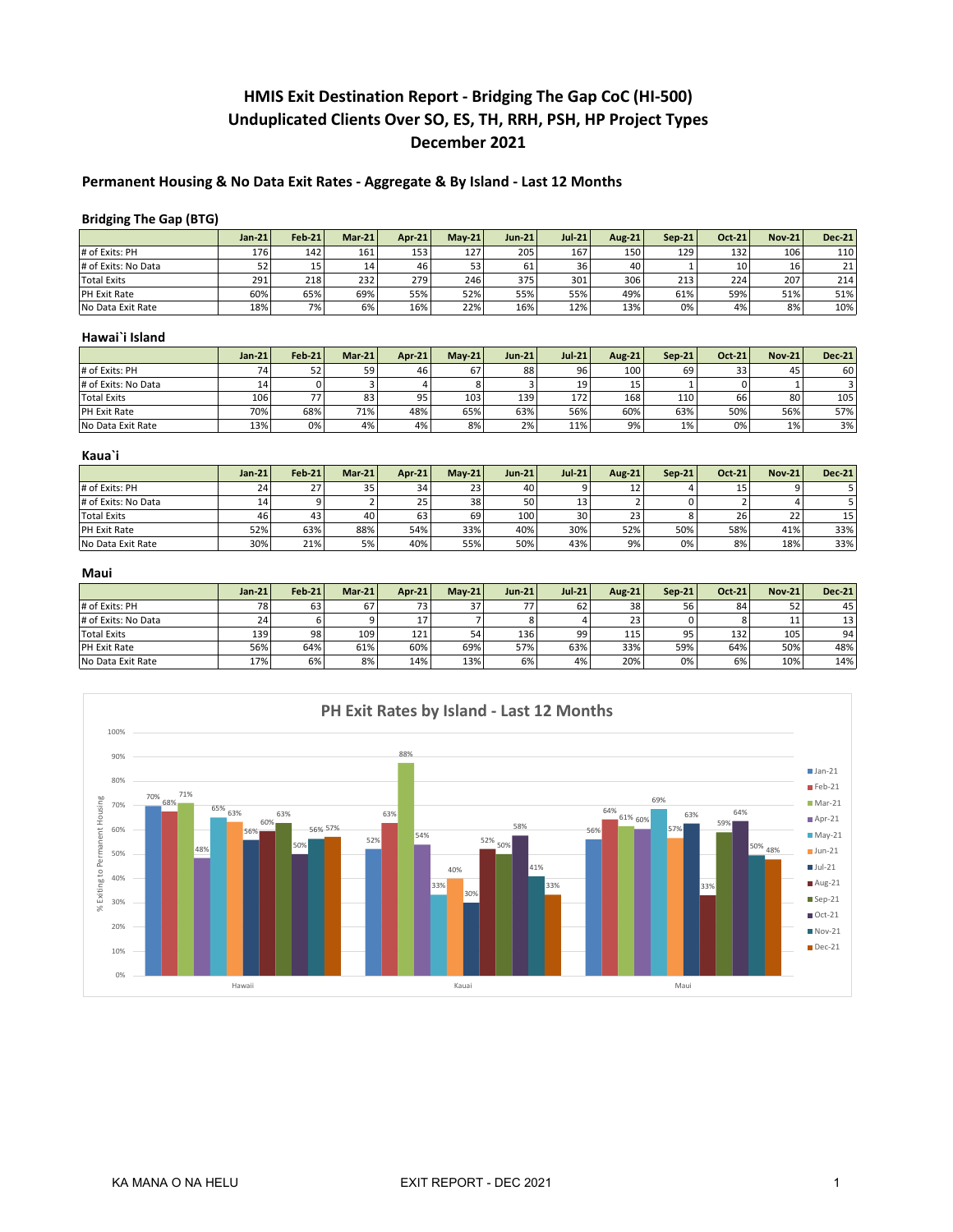# HMIS Exit Destination Report - Bridging The Gap CoC (HI-500)
# Unduplicated Clients Over SO, ES, TH, RRH, PSH, HP Project Types
# December 2021

## Permanent Housing & No Data Exit Rates - Aggregate & By Island - Last 12 Months

### Bridging The Gap (BTG)

| | Jan-21 | Feb-21 | Mar-21 | Apr-21 | May-21 | Jun-21 | Jul-21 | Aug-21 | Sep-21 | Oct-21 | Nov-21 | Dec-21 |
|---|---|---|---|---|---|---|---|---|---|---|---|---|
| # of Exits: PH | 176 | 142 | 161 | 153 | 127 | 205 | 167 | 150 | 129 | 132 | 106 | 110 |
| # of Exits: No Data | 52 | 15 | 14 | 46 | 53 | 61 | 36 | 40 | 1 | 10 | 16 | 21 |
| Total Exits | 291 | 218 | 232 | 279 | 246 | 375 | 301 | 306 | 213 | 224 | 207 | 214 |
| PH Exit Rate | 60% | 65% | 69% | 55% | 52% | 55% | 55% | 49% | 61% | 59% | 51% | 51% |
| No Data Exit Rate | 18% | 7% | 6% | 16% | 22% | 16% | 12% | 13% | 0% | 4% | 8% | 10% |

### Hawai`i Island

| | Jan-21 | Feb-21 | Mar-21 | Apr-21 | May-21 | Jun-21 | Jul-21 | Aug-21 | Sep-21 | Oct-21 | Nov-21 | Dec-21 |
|---|---|---|---|---|---|---|---|---|---|---|---|---|
| # of Exits: PH | 74 | 52 | 59 | 46 | 67 | 88 | 96 | 100 | 69 | 33 | 45 | 60 |
| # of Exits: No Data | 14 | 0 | 3 | 4 | 8 | 3 | 19 | 15 | 1 | 0 | 1 | 3 |
| Total Exits | 106 | 77 | 83 | 95 | 103 | 139 | 172 | 168 | 110 | 66 | 80 | 105 |
| PH Exit Rate | 70% | 68% | 71% | 48% | 65% | 63% | 56% | 60% | 63% | 50% | 56% | 57% |
| No Data Exit Rate | 13% | 0% | 4% | 4% | 8% | 2% | 11% | 9% | 1% | 0% | 1% | 3% |

### Kaua`i

| | Jan-21 | Feb-21 | Mar-21 | Apr-21 | May-21 | Jun-21 | Jul-21 | Aug-21 | Sep-21 | Oct-21 | Nov-21 | Dec-21 |
|---|---|---|---|---|---|---|---|---|---|---|---|---|
| # of Exits: PH | 24 | 27 | 35 | 34 | 23 | 40 | 9 | 12 | 4 | 15 | 9 | 5 |
| # of Exits: No Data | 14 | 9 | 2 | 25 | 38 | 50 | 13 | 2 | 0 | 2 | 4 | 5 |
| Total Exits | 46 | 43 | 40 | 63 | 69 | 100 | 30 | 23 | 8 | 26 | 22 | 15 |
| PH Exit Rate | 52% | 63% | 88% | 54% | 33% | 40% | 30% | 52% | 50% | 58% | 41% | 33% |
| No Data Exit Rate | 30% | 21% | 5% | 40% | 55% | 50% | 43% | 9% | 0% | 8% | 18% | 33% |

### Maui

| | Jan-21 | Feb-21 | Mar-21 | Apr-21 | May-21 | Jun-21 | Jul-21 | Aug-21 | Sep-21 | Oct-21 | Nov-21 | Dec-21 |
|---|---|---|---|---|---|---|---|---|---|---|---|---|
| # of Exits: PH | 78 | 63 | 67 | 73 | 37 | 77 | 62 | 38 | 56 | 84 | 52 | 45 |
| # of Exits: No Data | 24 | 6 | 9 | 17 | 7 | 8 | 4 | 23 | 0 | 8 | 11 | 13 |
| Total Exits | 139 | 98 | 109 | 121 | 54 | 136 | 99 | 115 | 95 | 132 | 105 | 94 |
| PH Exit Rate | 56% | 64% | 61% | 60% | 69% | 57% | 63% | 33% | 59% | 64% | 50% | 48% |
| No Data Exit Rate | 17% | 6% | 8% | 14% | 13% | 6% | 4% | 20% | 0% | 6% | 10% | 14% |

**PH Exit Rates by Island - Last 12 Months**

| % Exiting to Permanent Housing | Jan-21 | Feb-21 | Mar-21 | Apr-21 | May-21 | Jun-21 | Jul-21 | Aug-21 | Sep-21 | Oct-21 | Nov-21 | Dec-21 |
|---|---|---|---|---|---|---|---|---|---|---|---|---|
| Hawaii | 70% | 68% | 71% | 48% | 65% | 63% | 56% | 60% | 63% | 50% | 56% | 57% |
| Kauai | 52% | 63% | 88% | 54% | 33% | 40% | 30% | 52% | 50% | 58% | 41% | 33% |
| Maui | 56% | 64% | 61% | 60% | 69% | 57% | 63% | 33% | 59% | 64% | 50% | 48% |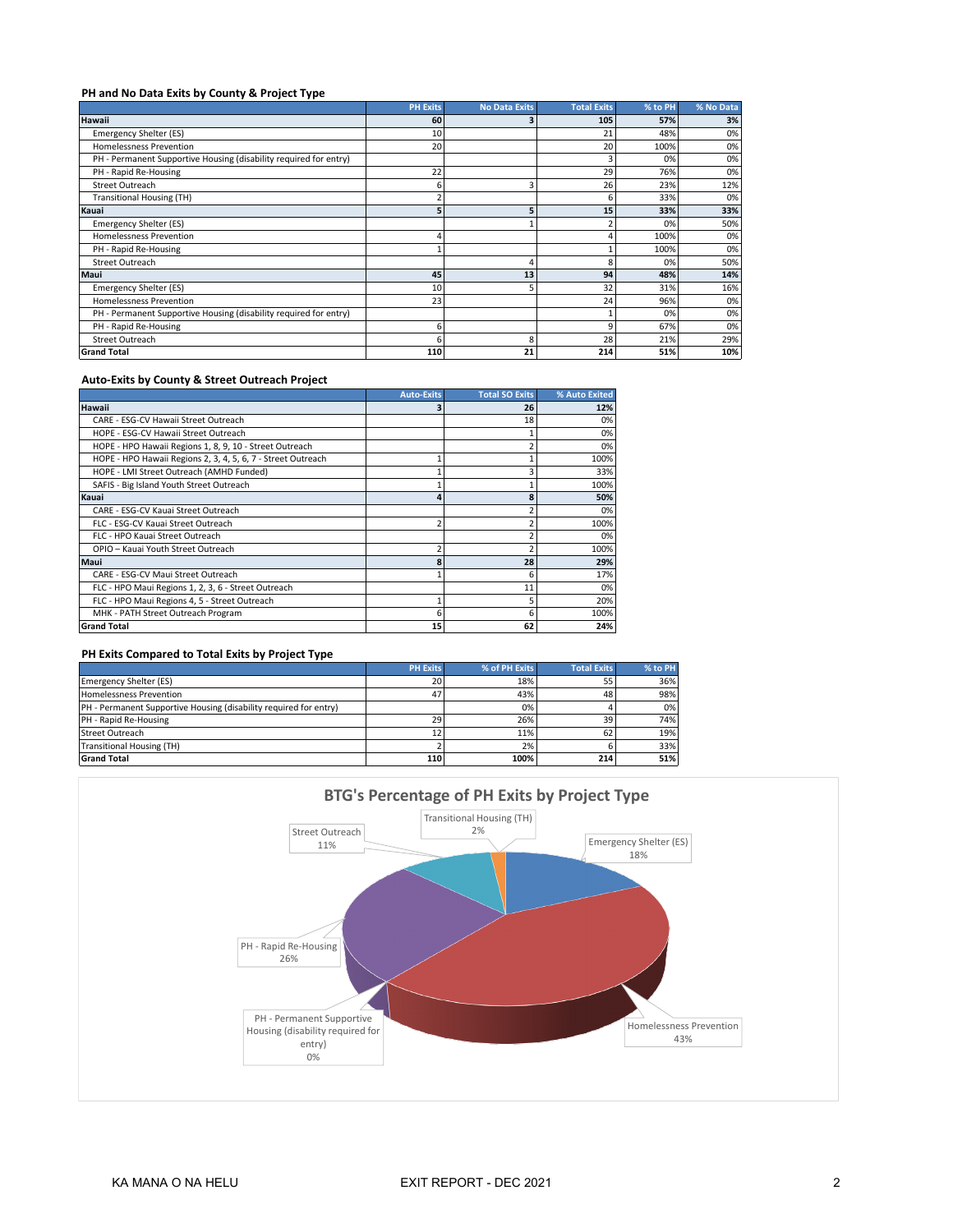### PH and No Data Exits by County & Project Type

| | PH Exits | No Data Exits | Total Exits | % to PH | % No Data |
|---|---|---|---|---|---|
| **Hawaii** | **60** | **3** | **105** | **57%** | **3%** |
| Emergency Shelter (ES) | 10 | | 21 | 48% | 0% |
| Homelessness Prevention | 20 | | 20 | 100% | 0% |
| PH - Permanent Supportive Housing (disability required for entry) | | | 3 | 0% | 0% |
| PH - Rapid Re-Housing | 22 | | 29 | 76% | 0% |
| Street Outreach | 6 | 3 | 26 | 23% | 12% |
| Transitional Housing (TH) | 2 | | 6 | 33% | 0% |
| **Kauai** | **5** | **5** | **15** | **33%** | **33%** |
| Emergency Shelter (ES) | | 1 | 2 | 0% | 50% |
| Homelessness Prevention | 4 | | 4 | 100% | 0% |
| PH - Rapid Re-Housing | 1 | | 1 | 100% | 0% |
| Street Outreach | | 4 | 8 | 0% | 50% |
| **Maui** | **45** | **13** | **94** | **48%** | **14%** |
| Emergency Shelter (ES) | 10 | 5 | 32 | 31% | 16% |
| Homelessness Prevention | 23 | | 24 | 96% | 0% |
| PH - Permanent Supportive Housing (disability required for entry) | | | 1 | 0% | 0% |
| PH - Rapid Re-Housing | 6 | | 9 | 67% | 0% |
| Street Outreach | 6 | 8 | 28 | 21% | 29% |
| **Grand Total** | **110** | **21** | **214** | **51%** | **10%** |

### Auto-Exits by County & Street Outreach Project

| | Auto-Exits | Total SO Exits | % Auto Exited |
|---|---|---|---|
| **Hawaii** | **3** | **26** | **12%** |
| CARE - ESG-CV Hawaii Street Outreach | | 18 | 0% |
| HOPE - ESG-CV Hawaii Street Outreach | | 1 | 0% |
| HOPE - HPO Hawaii Regions 1, 8, 9, 10 - Street Outreach | | 2 | 0% |
| HOPE - HPO Hawaii Regions 2, 3, 4, 5, 6, 7 - Street Outreach | 1 | 1 | 100% |
| HOPE - LMI Street Outreach (AMHD Funded) | 1 | 3 | 33% |
| SAFIS - Big Island Youth Street Outreach | 1 | 1 | 100% |
| **Kauai** | **4** | **8** | **50%** |
| CARE - ESG-CV Kauai Street Outreach | | 2 | 0% |
| FLC - ESG-CV Kauai Street Outreach | 2 | 2 | 100% |
| FLC - HPO Kauai Street Outreach | | 2 | 0% |
| OPIO – Kauai Youth Street Outreach | 2 | 2 | 100% |
| **Maui** | **8** | **28** | **29%** |
| CARE - ESG-CV Maui Street Outreach | 1 | 6 | 17% |
| FLC - HPO Maui Regions 1, 2, 3, 6 - Street Outreach | | 11 | 0% |
| FLC - HPO Maui Regions 4, 5 - Street Outreach | 1 | 5 | 20% |
| MHK - PATH Street Outreach Program | 6 | 6 | 100% |
| **Grand Total** | **15** | **62** | **24%** |

### PH Exits Compared to Total Exits by Project Type

| | PH Exits | % of PH Exits | Total Exits | % to PH |
|---|---|---|---|---|
| Emergency Shelter (ES) | 20 | 18% | 55 | 36% |
| Homelessness Prevention | 47 | 43% | 48 | 98% |
| PH - Permanent Supportive Housing (disability required for entry) | | 0% | 4 | 0% |
| PH - Rapid Re-Housing | 29 | 26% | 39 | 74% |
| Street Outreach | 12 | 11% | 62 | 19% |
| Transitional Housing (TH) | 2 | 2% | 6 | 33% |
| **Grand Total** | **110** | **100%** | **214** | **51%** |

### BTG's Percentage of PH Exits by Project Type

| Project Type | % |
|---|---|
| Emergency Shelter (ES) | 18% |
| Homelessness Prevention | 43% |
| PH - Permanent Supportive Housing (disability required for entry) | 0% |
| PH - Rapid Re-Housing | 26% |
| Street Outreach | 11% |
| Transitional Housing (TH) | 2% |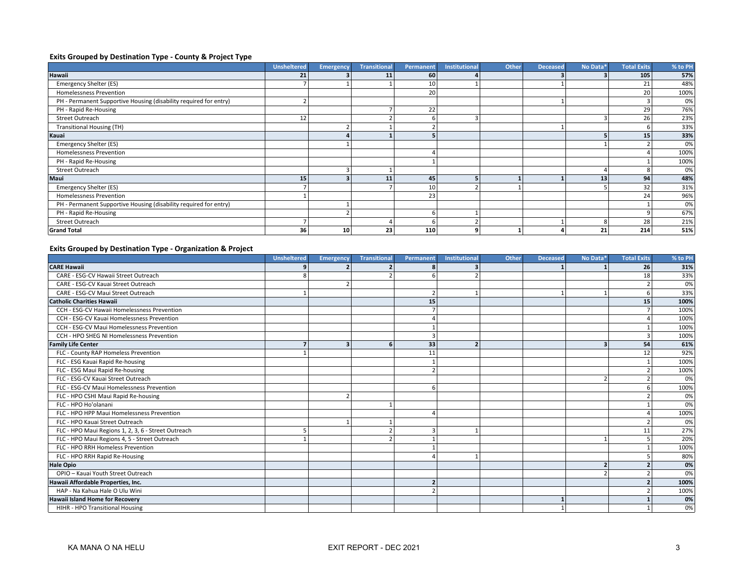### Exits Grouped by Destination Type - County & Project Type

| | Unsheltered | Emergency | Transitional | Permanent | Institutional | Other | Deceased | No Data* | Total Exits | % to PH |
|---|---|---|---|---|---|---|---|---|---|---|
| **Hawaii** | **21** | **3** | **11** | **60** | **4** | | **3** | **3** | **105** | **57%** |
| Emergency Shelter (ES) | 7 | 1 | 1 | 10 | 1 | | 1 | | 21 | 48% |
| Homelessness Prevention | | | | 20 | | | | | 20 | 100% |
| PH - Permanent Supportive Housing (disability required for entry) | 2 | | | | | | 1 | | 3 | 0% |
| PH - Rapid Re-Housing | | | 7 | 22 | | | | | 29 | 76% |
| Street Outreach | 12 | | 2 | 6 | 3 | | | 3 | 26 | 23% |
| Transitional Housing (TH) | | 2 | 1 | 2 | | | 1 | | 6 | 33% |
| **Kauai** | | **4** | **1** | **5** | | | | **5** | **15** | **33%** |
| Emergency Shelter (ES) | | 1 | | | | | | 1 | 2 | 0% |
| Homelessness Prevention | | | | 4 | | | | | 4 | 100% |
| PH - Rapid Re-Housing | | | | 1 | | | | | 1 | 100% |
| Street Outreach | | 3 | 1 | | | | | 4 | 8 | 0% |
| **Maui** | **15** | **3** | **11** | **45** | **5** | **1** | **1** | **13** | **94** | **48%** |
| Emergency Shelter (ES) | 7 | | 7 | 10 | 2 | 1 | | 5 | 32 | 31% |
| Homelessness Prevention | 1 | | | 23 | | | | | 24 | 96% |
| PH - Permanent Supportive Housing (disability required for entry) | | 1 | | | | | | | 1 | 0% |
| PH - Rapid Re-Housing | | 2 | | 6 | 1 | | | | 9 | 67% |
| Street Outreach | 7 | | 4 | 6 | 2 | | 1 | 8 | 28 | 21% |
| **Grand Total** | **36** | **10** | **23** | **110** | **9** | **1** | **4** | **21** | **214** | **51%** |

### Exits Grouped by Destination Type - Organization & Project

| | Unsheltered | Emergency | Transitional | Permanent | Institutional | Other | Deceased | No Data* | Total Exits | % to PH |
|---|---|---|---|---|---|---|---|---|---|---|
| **CARE Hawaii** | **9** | **2** | **2** | **8** | **3** | | **1** | **1** | **26** | **31%** |
| CARE - ESG-CV Hawaii Street Outreach | 8 | | 2 | 6 | 2 | | | | 18 | 33% |
| CARE - ESG-CV Kauai Street Outreach | | 2 | | | | | | | 2 | 0% |
| CARE - ESG-CV Maui Street Outreach | 1 | | | 2 | 1 | | 1 | 1 | 6 | 33% |
| **Catholic Charities Hawaii** | | | | **15** | | | | | **15** | **100%** |
| CCH - ESG-CV Hawaii Homelessness Prevention | | | | 7 | | | | | 7 | 100% |
| CCH - ESG-CV Kauai Homelessness Prevention | | | | 4 | | | | | 4 | 100% |
| CCH - ESG-CV Maui Homelessness Prevention | | | | 1 | | | | | 1 | 100% |
| CCH - HPO SHEG NI Homelessness Prevention | | | | 3 | | | | | 3 | 100% |
| **Family Life Center** | **7** | **3** | **6** | **33** | **2** | | | **3** | **54** | **61%** |
| FLC - County RAP Homeless Prevention | 1 | | | 11 | | | | | 12 | 92% |
| FLC - ESG Kauai Rapid Re-housing | | | | 1 | | | | | 1 | 100% |
| FLC - ESG Maui Rapid Re-housing | | | | 2 | | | | | 2 | 100% |
| FLC - ESG-CV Kauai Street Outreach | | | | | | | | 2 | 2 | 0% |
| FLC - ESG-CV Maui Homelessness Prevention | | | | 6 | | | | | 6 | 100% |
| FLC - HPO CSHI Maui Rapid Re-housing | | 2 | | | | | | | 2 | 0% |
| FLC - HPO Ho'olanani | | | 1 | | | | | | 1 | 0% |
| FLC - HPO HPP Maui Homelessness Prevention | | | | 4 | | | | | 4 | 100% |
| FLC - HPO Kauai Street Outreach | | 1 | 1 | | | | | | 2 | 0% |
| FLC - HPO Maui Regions 1, 2, 3, 6 - Street Outreach | 5 | | 2 | 3 | 1 | | | | 11 | 27% |
| FLC - HPO Maui Regions 4, 5 - Street Outreach | 1 | | 2 | 1 | | | | 1 | 5 | 20% |
| FLC - HPO RRH Homeless Prevention | | | | 1 | | | | | 1 | 100% |
| FLC - HPO RRH Rapid Re-Housing | | | | 4 | 1 | | | | 5 | 80% |
| **Hale Opio** | | | | | | | | **2** | **2** | **0%** |
| OPIO – Kauai Youth Street Outreach | | | | | | | | 2 | 2 | 0% |
| **Hawaii Affordable Properties, Inc.** | | | | **2** | | | | | **2** | **100%** |
| HAP - Na Kahua Hale O Ulu Wini | | | | 2 | | | | | 2 | 100% |
| **Hawaii Island Home for Recovery** | | | | | | | **1** | | **1** | **0%** |
| HIHR - HPO Transitional Housing | | | | | | | 1 | | 1 | 0% |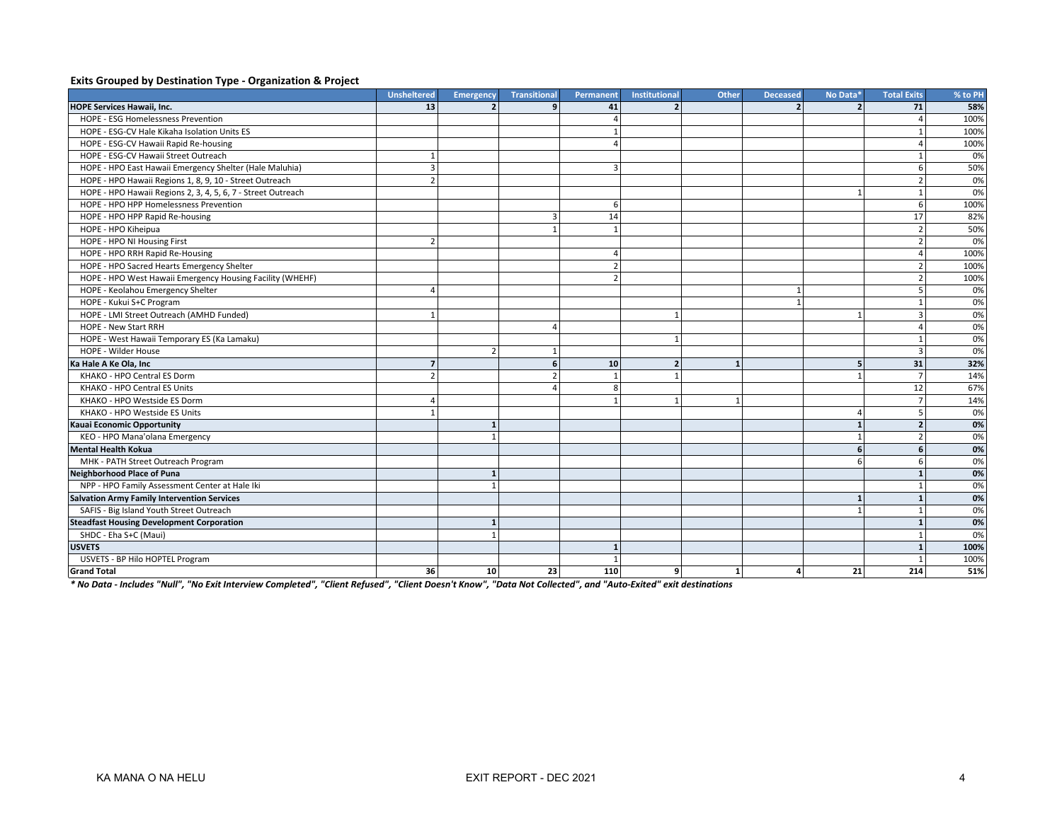**Exits Grouped by Destination Type - Organization & Project**

| | Unsheltered | Emergency | Transitional | Permanent | Institutional | Other | Deceased | No Data* | Total Exits | % to PH |
|---|---|---|---|---|---|---|---|---|---|---|
| **HOPE Services Hawaii, Inc.** | **13** | **2** | **9** | **41** | **2** | | **2** | **2** | **71** | **58%** |
| HOPE - ESG Homelessness Prevention | | | | 4 | | | | | 4 | 100% |
| HOPE - ESG-CV Hale Kikaha Isolation Units ES | | | | 1 | | | | | 1 | 100% |
| HOPE - ESG-CV Hawaii Rapid Re-housing | | | | 4 | | | | | 4 | 100% |
| HOPE - ESG-CV Hawaii Street Outreach | 1 | | | | | | | | 1 | 0% |
| HOPE - HPO East Hawaii Emergency Shelter (Hale Maluhia) | 3 | | | 3 | | | | | 6 | 50% |
| HOPE - HPO Hawaii Regions 1, 8, 9, 10 - Street Outreach | 2 | | | | | | | | 2 | 0% |
| HOPE - HPO Hawaii Regions 2, 3, 4, 5, 6, 7 - Street Outreach | | | | | | | | 1 | 1 | 0% |
| HOPE - HPO HPP Homelessness Prevention | | | | 6 | | | | | 6 | 100% |
| HOPE - HPO HPP Rapid Re-housing | | | 3 | 14 | | | | | 17 | 82% |
| HOPE - HPO Kiheipua | | | 1 | 1 | | | | | 2 | 50% |
| HOPE - HPO NI Housing First | 2 | | | | | | | | 2 | 0% |
| HOPE - HPO RRH Rapid Re-Housing | | | | 4 | | | | | 4 | 100% |
| HOPE - HPO Sacred Hearts Emergency Shelter | | | | 2 | | | | | 2 | 100% |
| HOPE - HPO West Hawaii Emergency Housing Facility (WHEHF) | | | | 2 | | | | | 2 | 100% |
| HOPE - Keolahou Emergency Shelter | 4 | | | | | | 1 | | 5 | 0% |
| HOPE - Kukui S+C Program | | | | | | | 1 | | 1 | 0% |
| HOPE - LMI Street Outreach (AMHD Funded) | 1 | | | | 1 | | | 1 | 3 | 0% |
| HOPE - New Start RRH | | | 4 | | | | | | 4 | 0% |
| HOPE - West Hawaii Temporary ES (Ka Lamaku) | | | | | 1 | | | | 1 | 0% |
| HOPE - Wilder House | | 2 | 1 | | | | | | 3 | 0% |
| **Ka Hale A Ke Ola, Inc** | **7** | | **6** | **10** | **2** | **1** | | **5** | **31** | **32%** |
| KHAKO - HPO Central ES Dorm | 2 | | 2 | 1 | 1 | | | 1 | 7 | 14% |
| KHAKO - HPO Central ES Units | | | 4 | 8 | | | | | 12 | 67% |
| KHAKO - HPO Westside ES Dorm | 4 | | | 1 | 1 | 1 | | | 7 | 14% |
| KHAKO - HPO Westside ES Units | 1 | | | | | | | 4 | 5 | 0% |
| **Kauai Economic Opportunity** | | **1** | | | | | | **1** | **2** | **0%** |
| KEO - HPO Mana'olana Emergency | | 1 | | | | | | 1 | 2 | 0% |
| **Mental Health Kokua** | | | | | | | | **6** | **6** | **0%** |
| MHK - PATH Street Outreach Program | | | | | | | | 6 | 6 | 0% |
| **Neighborhood Place of Puna** | | **1** | | | | | | | **1** | **0%** |
| NPP - HPO Family Assessment Center at Hale Iki | | 1 | | | | | | | 1 | 0% |
| **Salvation Army Family Intervention Services** | | | | | | | | **1** | **1** | **0%** |
| SAFIS - Big Island Youth Street Outreach | | | | | | | | 1 | 1 | 0% |
| **Steadfast Housing Development Corporation** | | **1** | | | | | | | **1** | **0%** |
| SHDC - Eha S+C (Maui) | | 1 | | | | | | | 1 | 0% |
| **USVETS** | | | | **1** | | | | | **1** | **100%** |
| USVETS - BP Hilo HOPTEL Program | | | | 1 | | | | | 1 | 100% |
| **Grand Total** | **36** | **10** | **23** | **110** | **9** | **1** | **4** | **21** | **214** | **51%** |

***\* No Data - Includes "Null", "No Exit Interview Completed", "Client Refused", "Client Doesn't Know", "Data Not Collected", and "Auto-Exited" exit destinations***